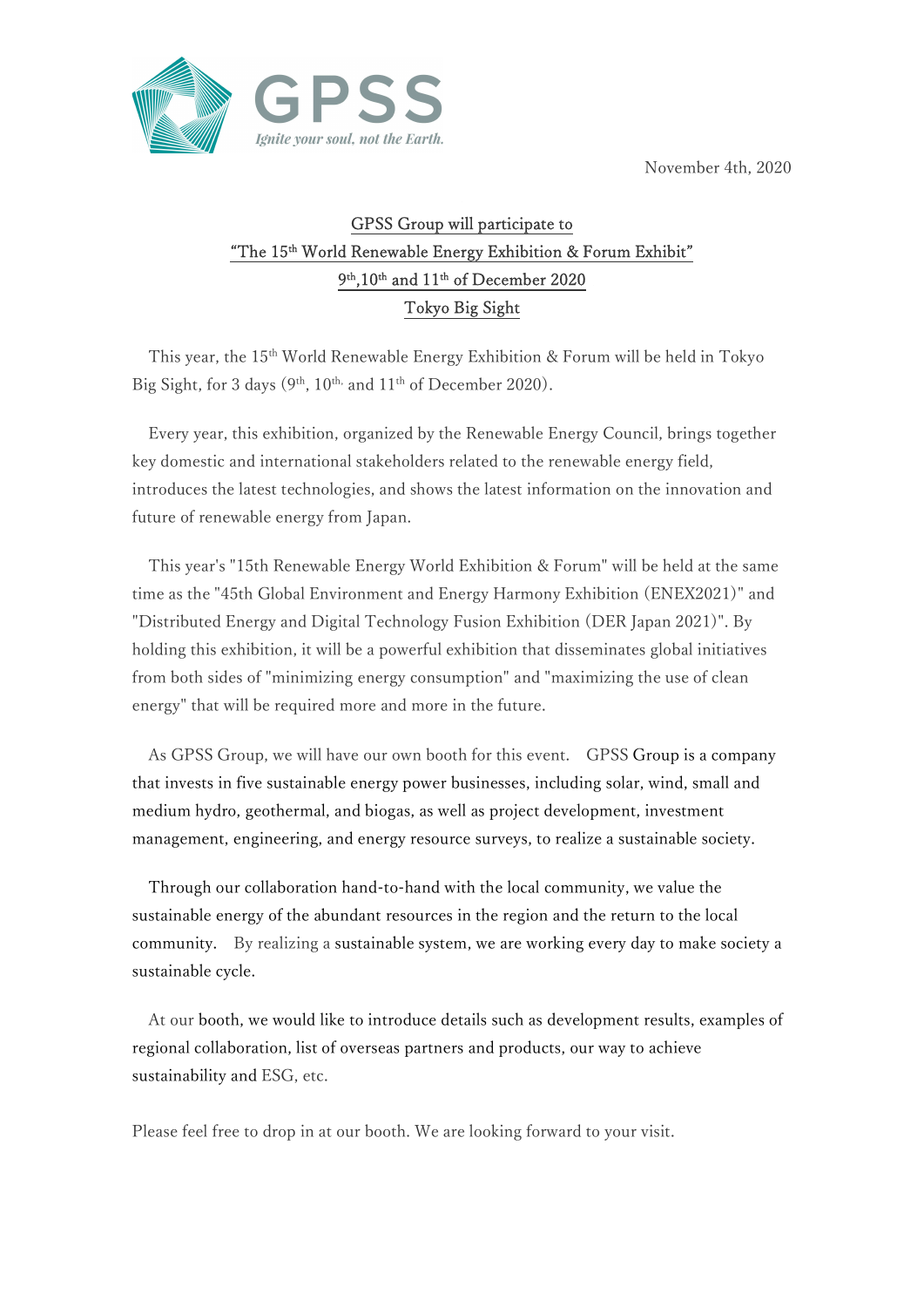GPSS

*Ignite your soul, not the Earth.*

November 4th, 2020

# GPSS Group will participate to "The 15th World Renewable Energy Exhibition & Forum Exhibit" 9th,10th and 11th of December 2020 Tokyo Big Sight

This year, the 15th World Renewable Energy Exhibition & Forum will be held in Tokyo Big Sight, for 3 days (9th, 10th, and 11th of December 2020).

Every year, this exhibition, organized by the Renewable Energy Council, brings together key domestic and international stakeholders related to the renewable energy field, introduces the latest technologies, and shows the latest information on the innovation and future of renewable energy from Japan.

This year's "15th Renewable Energy World Exhibition & Forum" will be held at the same time as the "45th Global Environment and Energy Harmony Exhibition (ENEX2021)" and "Distributed Energy and Digital Technology Fusion Exhibition (DER Japan 2021)". By holding this exhibition, it will be a powerful exhibition that disseminates global initiatives from both sides of "minimizing energy consumption" and "maximizing the use of clean energy" that will be required more and more in the future.

As GPSS Group, we will have our own booth for this event. GPSS Group is a company that invests in five sustainable energy power businesses, including solar, wind, small and medium hydro, geothermal, and biogas, as well as project development, investment management, engineering, and energy resource surveys, to realize a sustainable society.

Through our collaboration hand-to-hand with the local community, we value the sustainable energy of the abundant resources in the region and the return to the local community. By realizing a sustainable system, we are working every day to make society a sustainable cycle.

At our booth, we would like to introduce details such as development results, examples of regional collaboration, list of overseas partners and products, our way to achieve sustainability and ESG, etc.

Please feel free to drop in at our booth. We are looking forward to your visit.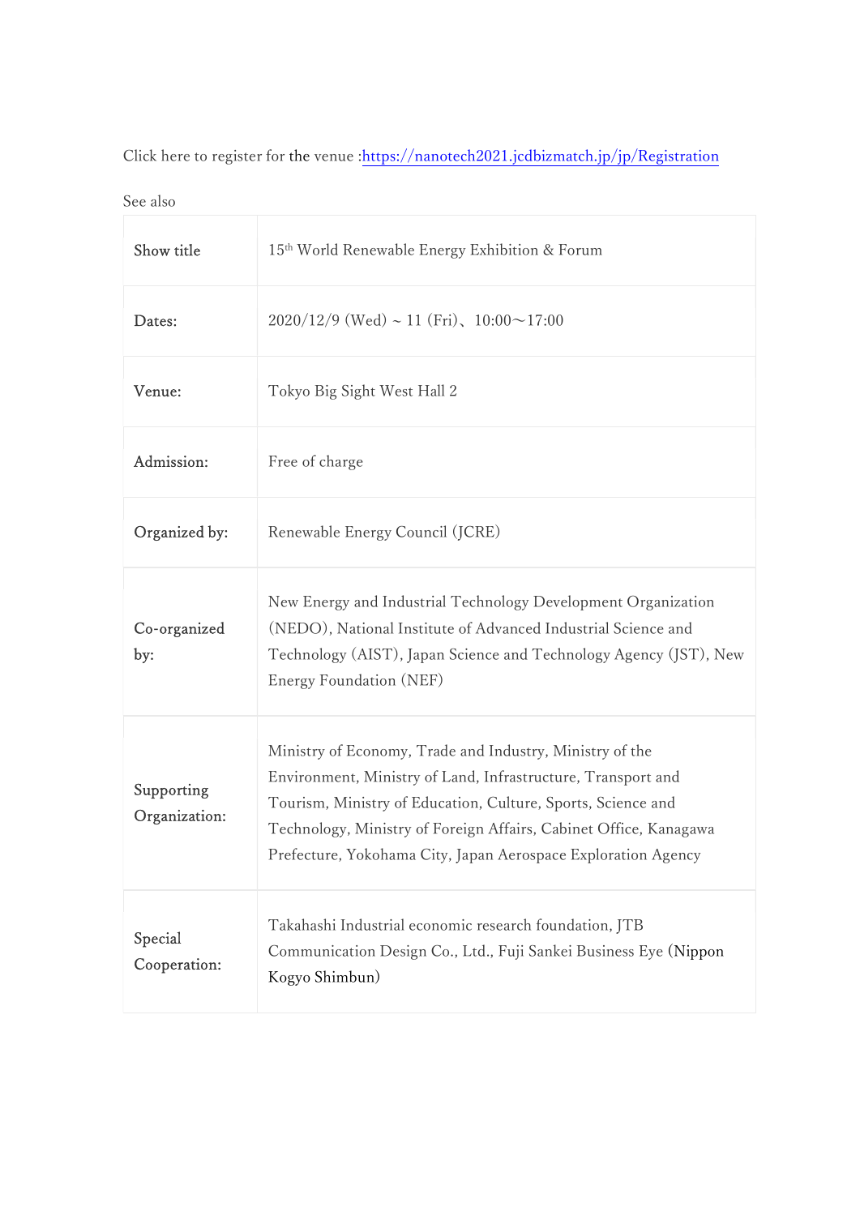Click here to register for the venue :https://nanotech2021.jcdbizmatch.jp/jp/Registration

See also

| Show title | 15th World Renewable Energy Exhibition & Forum |
|---|---|
| Dates: | 2020/12/9 (Wed) ~ 11 (Fri)、10:00～17:00 |
| Venue: | Tokyo Big Sight West Hall 2 |
| Admission: | Free of charge |
| Organized by: | Renewable Energy Council (JCRE) |
| Co-organized by: | New Energy and Industrial Technology Development Organization (NEDO), National Institute of Advanced Industrial Science and Technology (AIST), Japan Science and Technology Agency (JST), New Energy Foundation (NEF) |
| Supporting Organization: | Ministry of Economy, Trade and Industry, Ministry of the Environment, Ministry of Land, Infrastructure, Transport and Tourism, Ministry of Education, Culture, Sports, Science and Technology, Ministry of Foreign Affairs, Cabinet Office, Kanagawa Prefecture, Yokohama City, Japan Aerospace Exploration Agency |
| Special Cooperation: | Takahashi Industrial economic research foundation, JTB Communication Design Co., Ltd., Fuji Sankei Business Eye (Nippon Kogyo Shimbun) |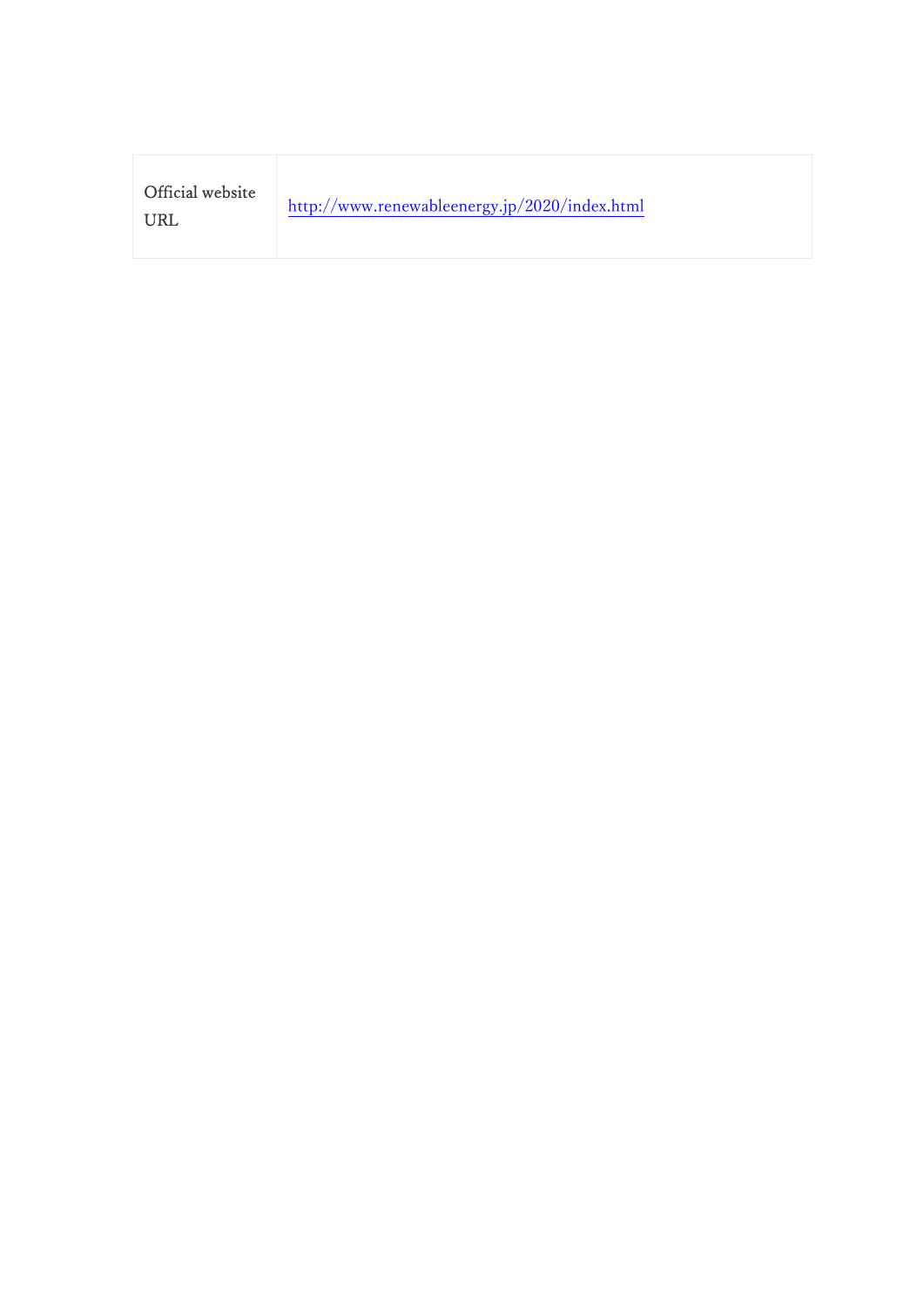| | |
|---|---|
| Official website URL | [http://www.renewableenergy.jp/2020/index.html](http://www.renewableenergy.jp/2020/index.html) |